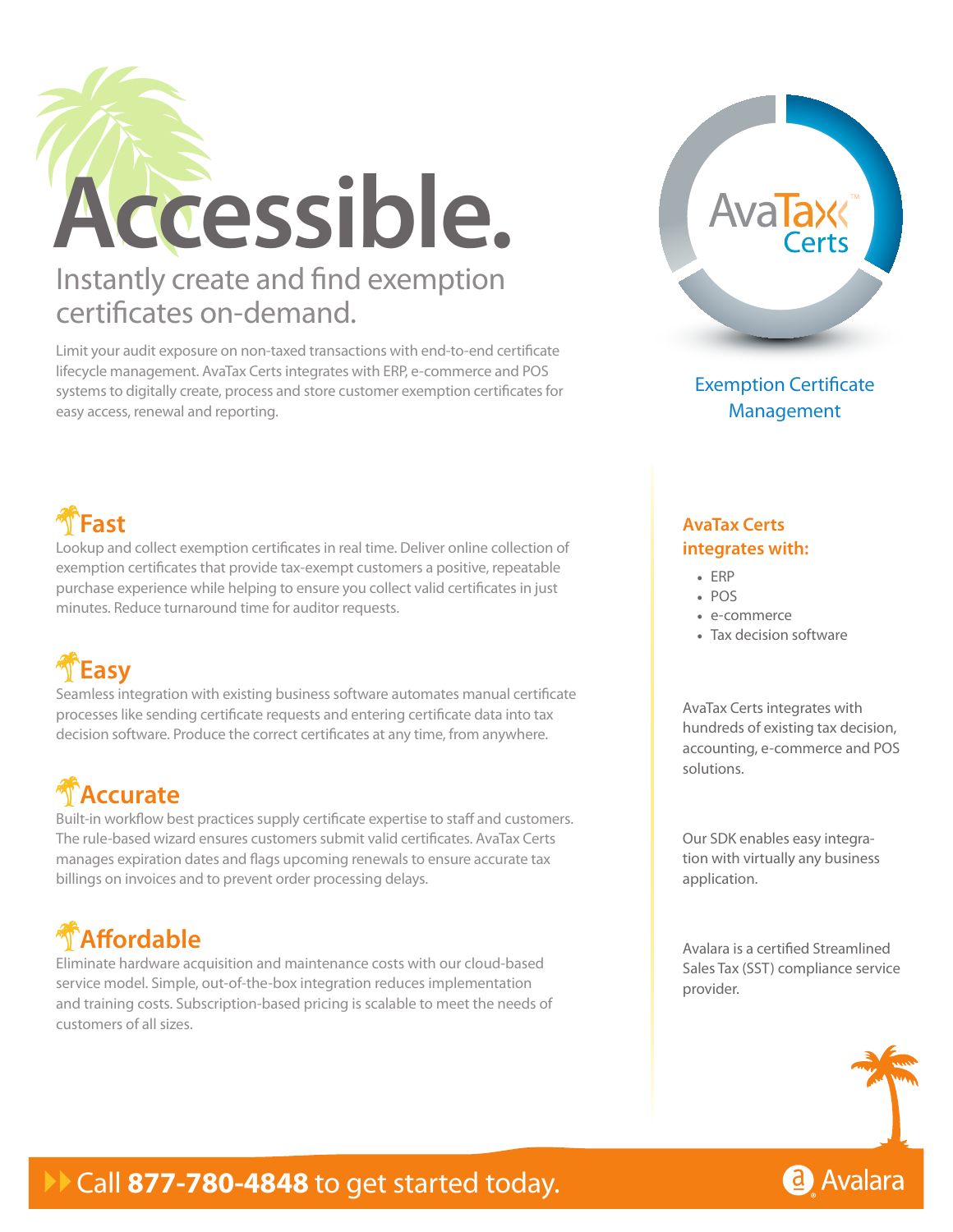# Accessible.

## Instantly create and find exemption certificates on-demand.

Limit your audit exposure on non-taxed transactions with end-to-end certificate lifecycle management. AvaTax Certs integrates with ERP, e-commerce and POS systems to digitally create, process and store customer exemption certificates for easy access, renewal and reporting.

AvaTax™ Certs

Exemption Certificate Management

### Fast

Lookup and collect exemption certificates in real time. Deliver online collection of exemption certificates that provide tax-exempt customers a positive, repeatable purchase experience while helping to ensure you collect valid certificates in just minutes. Reduce turnaround time for auditor requests.

### Easy

Seamless integration with existing business software automates manual certificate processes like sending certificate requests and entering certificate data into tax decision software. Produce the correct certificates at any time, from anywhere.

### Accurate

Built-in workflow best practices supply certificate expertise to staff and customers. The rule-based wizard ensures customers submit valid certificates. AvaTax Certs manages expiration dates and flags upcoming renewals to ensure accurate tax billings on invoices and to prevent order processing delays.

### Affordable

Eliminate hardware acquisition and maintenance costs with our cloud-based service model. Simple, out-of-the-box integration reduces implementation and training costs. Subscription-based pricing is scalable to meet the needs of customers of all sizes.

### AvaTax Certs integrates with:

- ERP
- POS
- e-commerce
- Tax decision software

AvaTax Certs integrates with hundreds of existing tax decision, accounting, e-commerce and POS solutions.

Our SDK enables easy integration with virtually any business application.

Avalara is a certified Streamlined Sales Tax (SST) compliance service provider.

Call **877-780-4848** to get started today.

Avalara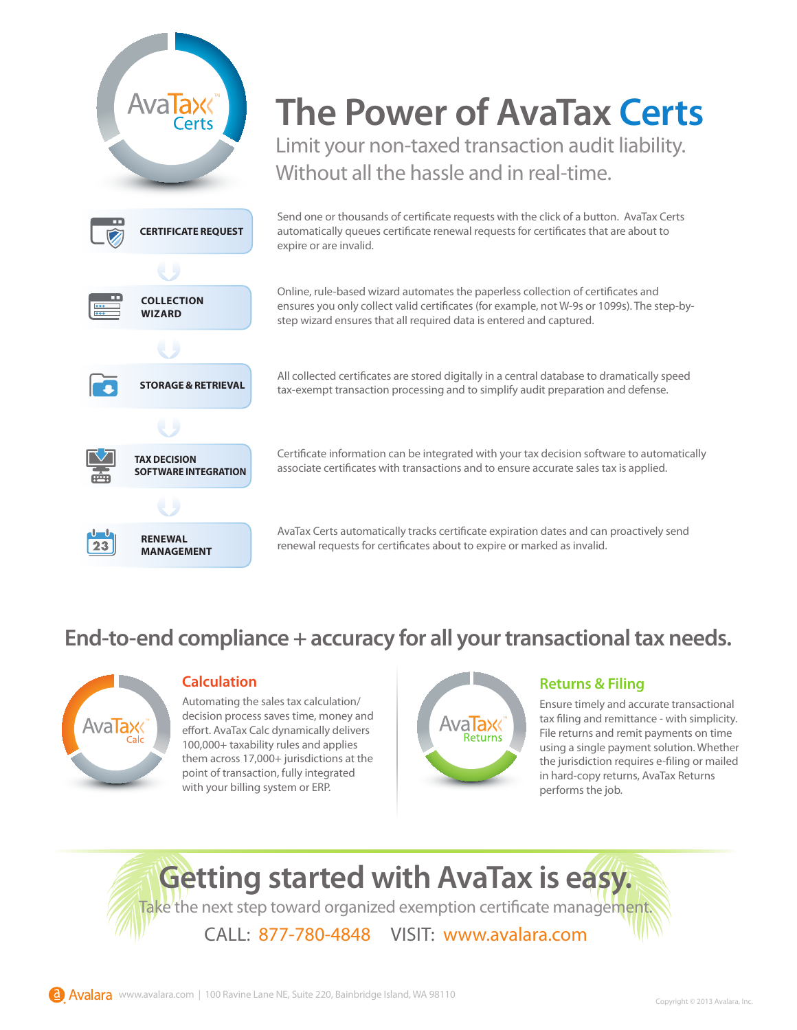# The Power of AvaTax Certs

Limit your non-taxed transaction audit liability.
Without all the hassle and in real-time.

**CERTIFICATE REQUEST**

Send one or thousands of certificate requests with the click of a button. AvaTax Certs automatically queues certificate renewal requests for certificates that are about to expire or are invalid.

**COLLECTION WIZARD**

Online, rule-based wizard automates the paperless collection of certificates and ensures you only collect valid certificates (for example, not W-9s or 1099s). The step-by-step wizard ensures that all required data is entered and captured.

**STORAGE & RETRIEVAL**

All collected certificates are stored digitally in a central database to dramatically speed tax-exempt transaction processing and to simplify audit preparation and defense.

**TAX DECISION SOFTWARE INTEGRATION**

Certificate information can be integrated with your tax decision software to automatically associate certificates with transactions and to ensure accurate sales tax is applied.

**RENEWAL MANAGEMENT**

AvaTax Certs automatically tracks certificate expiration dates and can proactively send renewal requests for certificates about to expire or marked as invalid.

## End-to-end compliance + accuracy for all your transactional tax needs.

### Calculation

Automating the sales tax calculation/decision process saves time, money and effort. AvaTax Calc dynamically delivers 100,000+ taxability rules and applies them across 17,000+ jurisdictions at the point of transaction, fully integrated with your billing system or ERP.

### Returns & Filing

Ensure timely and accurate transactional tax filing and remittance - with simplicity. File returns and remit payments on time using a single payment solution. Whether the jurisdiction requires e-filing or mailed in hard-copy returns, AvaTax Returns performs the job.

## Getting started with AvaTax is easy.

Take the next step toward organized exemption certificate management.

CALL: 877-780-4848 VISIT: www.avalara.com

Avalara www.avalara.com | 100 Ravine Lane NE, Suite 220, Bainbridge Island, WA 98110

Copyright © 2013 Avalara, Inc.